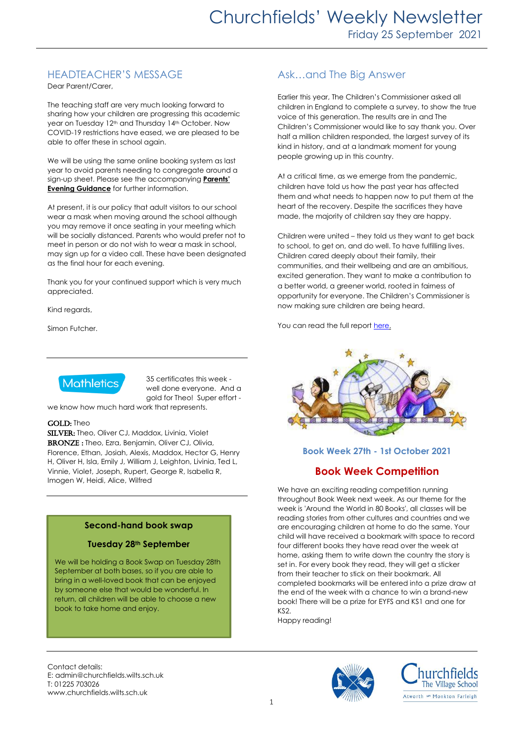# Churchfields' Weekly Newsletter

Friday 25 September 2021

## HEADTEACHER'S MESSAGE

Dear Parent/Carer,

The teaching staff are very much looking forward to sharing how your children are progressing this academic year on Tuesday 12th and Thursday 14th October. Now COVID-19 restrictions have eased, we are pleased to be able to offer these in school again.

We will be using the same online booking system as last year to avoid parents needing to congregate around a sign-up sheet. Please see the accompanying **Parents' Evening Guidance** for further information.

At present, it is our policy that adult visitors to our school wear a mask when moving around the school although you may remove it once seating in your meeting which will be socially distanced. Parents who would prefer not to meet in person or do not wish to wear a mask in school, may sign up for a video call. These have been designated as the final hour for each evening.

Thank you for your continued support which is very much appreciated.

Kind regards,

Simon Futcher.

## Mathletics

35 certificates this week - well done everyone. And a gold for Theo! Super effort - we know how much hard work that represents.

**GOLD:** Theo
**SILVER:** Theo, Oliver CJ, Maddox, Livinia, Violet
**BRONZE :** Theo, Ezra, Benjamin, Oliver CJ, Olivia, Florence, Ethan, Josiah, Alexis, Maddox, Hector G, Henry H, Oliver H, Isla, Emily J, William J, Leighton, Livinia, Ted L, Vinnie, Violet, Joseph, Rupert, George R, Isabella R, Imogen W, Heidi, Alice, Wilfred

### Second-hand book swap

### Tuesday 28th September

We will be holding a Book Swap on Tuesday 28th September at both bases, so if you are able to bring in a well-loved book that can be enjoyed by someone else that would be wonderful. In return, all children will be able to choose a new book to take home and enjoy.

## Ask…and The Big Answer

Earlier this year, The Children's Commissioner asked all children in England to complete a survey, to show the true voice of this generation. The results are in and The Children's Commissioner would like to say thank you. Over half a million children responded, the largest survey of its kind in history, and at a landmark moment for young people growing up in this country.

At a critical time, as we emerge from the pandemic, children have told us how the past year has affected them and what needs to happen now to put them at the heart of the recovery. Despite the sacrifices they have made, the majority of children say they are happy.

Children were united – they told us they want to get back to school, to get on, and do well. To have fulfilling lives. Children cared deeply about their family, their communities, and their wellbeing and are an ambitious, excited generation. They want to make a contribution to a better world, a greener world, rooted in fairness of opportunity for everyone. The Children's Commissioner is now making sure children are being heard.

You can read the full report here.

### Book Week 27th - 1st October 2021

## Book Week Competition

We have an exciting reading competition running throughout Book Week next week. As our theme for the week is 'Around the World in 80 Books', all classes will be reading stories from other cultures and countries and we are encouraging children at home to do the same. Your child will have received a bookmark with space to record four different books they have read over the week at home, asking them to write down the country the story is set in. For every book they read, they will get a sticker from their teacher to stick on their bookmark. All completed bookmarks will be entered into a prize draw at the end of the week with a chance to win a brand-new book! There will be a prize for EYFS and KS1 and one for KS2.

Happy reading!

Contact details:
E: admin@churchfields.wilts.sch.uk
T: 01225 703026
www.churchfields.wilts.sch.uk

Churchfields The Village School
Atworth Monkton Farleigh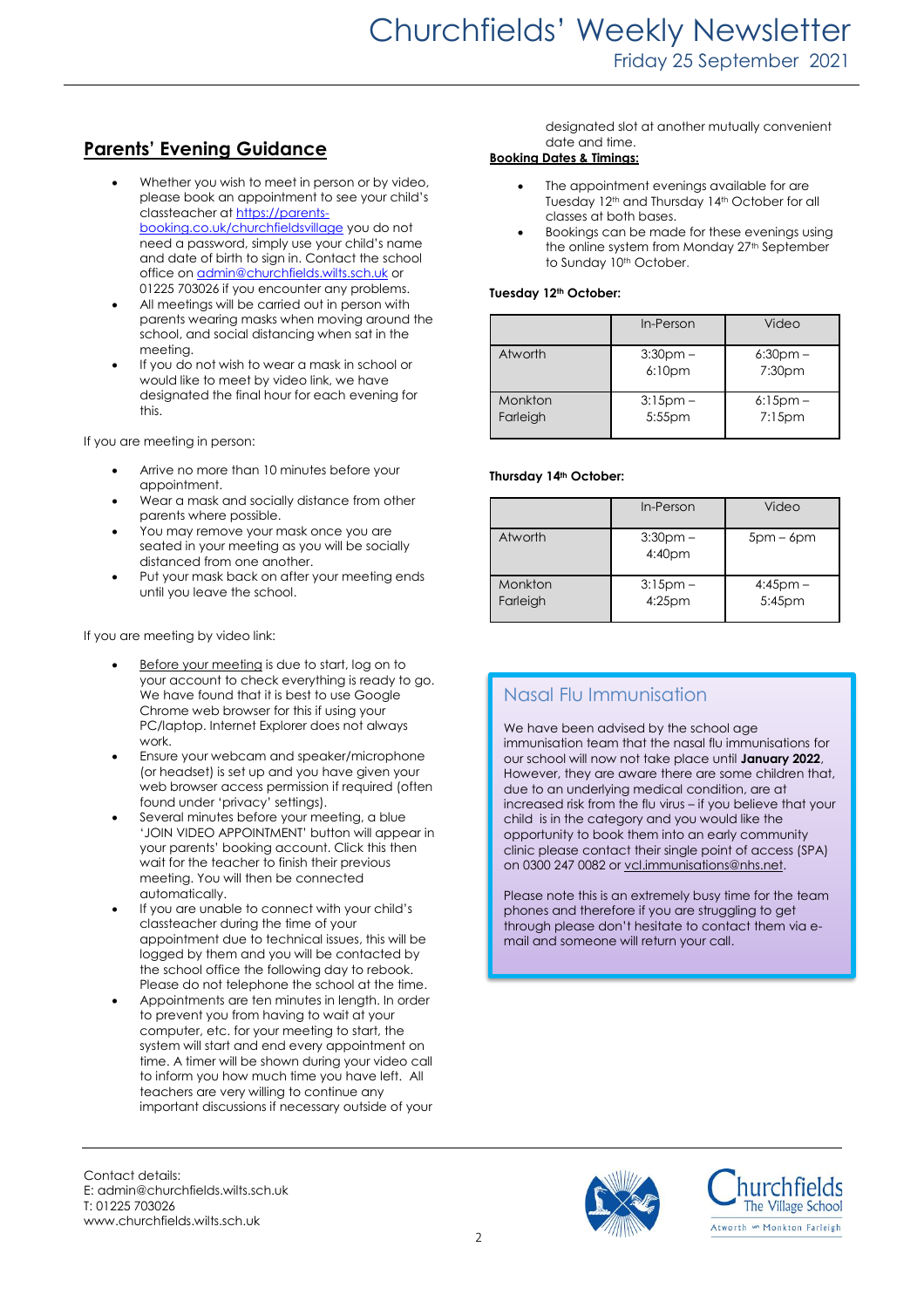## Parents' Evening Guidance

- Whether you wish to meet in person or by video, please book an appointment to see your child's classteacher at https://parents-booking.co.uk/churchfieldsvillage you do not need a password, simply use your child's name and date of birth to sign in. Contact the school office on admin@churchfields.wilts.sch.uk or 01225 703026 if you encounter any problems.
- All meetings will be carried out in person with parents wearing masks when moving around the school, and social distancing when sat in the meeting.
- If you do not wish to wear a mask in school or would like to meet by video link, we have designated the final hour for each evening for this.

If you are meeting in person:

- Arrive no more than 10 minutes before your appointment.
- Wear a mask and socially distance from other parents where possible.
- You may remove your mask once you are seated in your meeting as you will be socially distanced from one another.
- Put your mask back on after your meeting ends until you leave the school.

If you are meeting by video link:

- Before your meeting is due to start, log on to your account to check everything is ready to go. We have found that it is best to use Google Chrome web browser for this if using your PC/laptop. Internet Explorer does not always work.
- Ensure your webcam and speaker/microphone (or headset) is set up and you have given your web browser access permission if required (often found under 'privacy' settings).
- Several minutes before your meeting, a blue 'JOIN VIDEO APPOINTMENT' button will appear in your parents' booking account. Click this then wait for the teacher to finish their previous meeting. You will then be connected automatically.
- If you are unable to connect with your child's classteacher during the time of your appointment due to technical issues, this will be logged by them and you will be contacted by the school office the following day to rebook. Please do not telephone the school at the time.
- Appointments are ten minutes in length. In order to prevent you from having to wait at your computer, etc. for your meeting to start, the system will start and end every appointment on time. A timer will be shown during your video call to inform you how much time you have left. All teachers are very willing to continue any important discussions if necessary outside of your designated slot at another mutually convenient date and time.

**Booking Dates & Timings:**

- The appointment evenings available for are Tuesday 12th and Thursday 14th October for all classes at both bases.
- Bookings can be made for these evenings using the online system from Monday 27th September to Sunday 10th October.

**Tuesday 12th October:**

| | In-Person | Video |
|---|---|---|
| Atworth | 3:30pm – 6:10pm | 6:30pm – 7:30pm |
| Monkton Farleigh | 3:15pm – 5:55pm | 6:15pm – 7:15pm |

**Thursday 14th October:**

| | In-Person | Video |
|---|---|---|
| Atworth | 3:30pm – 4:40pm | 5pm – 6pm |
| Monkton Farleigh | 3:15pm – 4:25pm | 4:45pm – 5:45pm |

## Nasal Flu Immunisation

We have been advised by the school age immunisation team that the nasal flu immunisations for our school will now not take place until **January 2022**. However, they are aware there are some children that, due to an underlying medical condition, are at increased risk from the flu virus – if you believe that your child is in the category and you would like the opportunity to book them into an early community clinic please contact their single point of access (SPA) on 0300 247 0082 or vcl.immunisations@nhs.net.

Please note this is an extremely busy time for the team phones and therefore if you are struggling to get through please don't hesitate to contact them via e-mail and someone will return your call.

Contact details:
E: admin@churchfields.wilts.sch.uk
T: 01225 703026
www.churchfields.wilts.sch.uk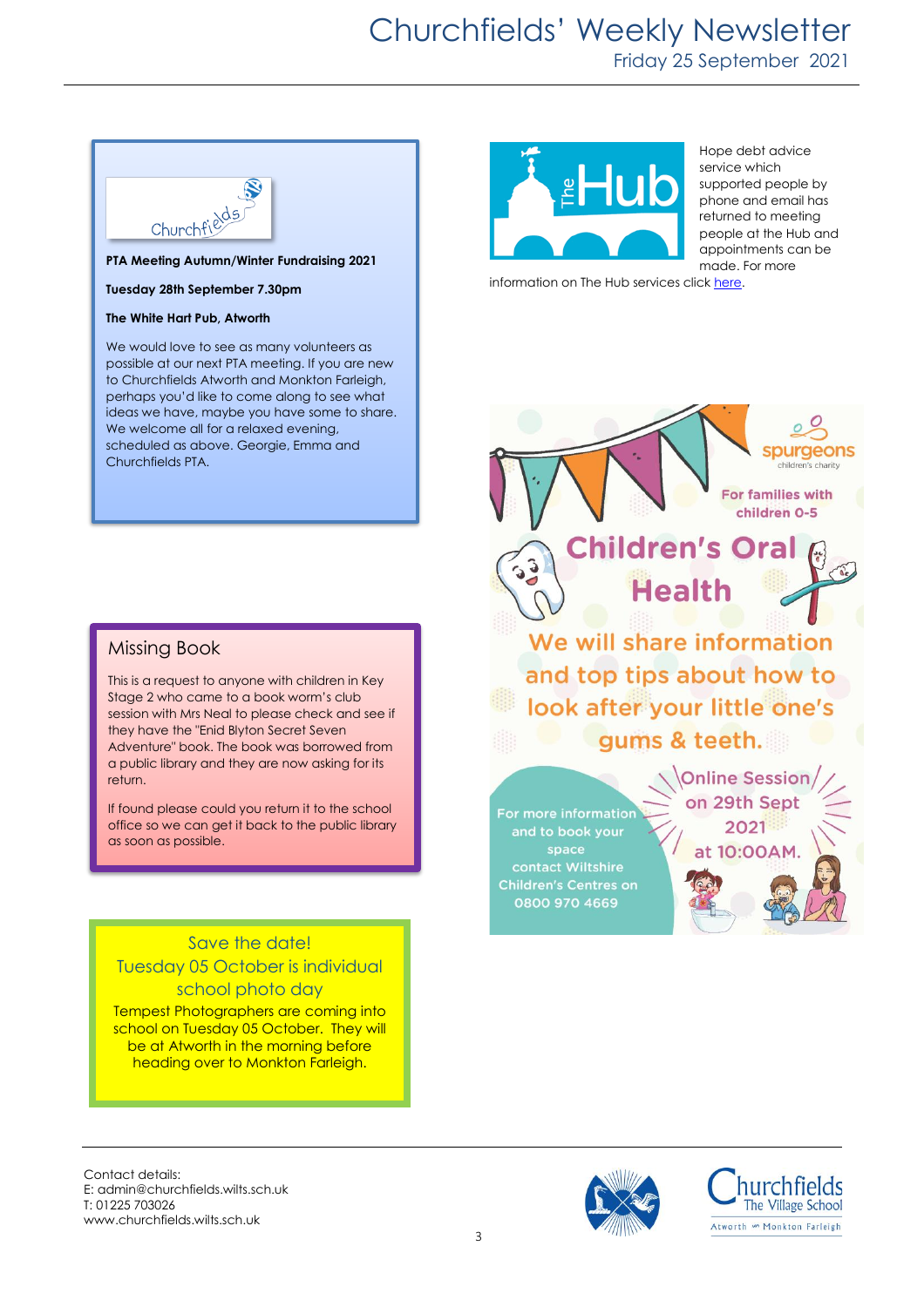**PTA Meeting Autumn/Winter Fundraising 2021**

**Tuesday 28th September 7.30pm**

**The White Hart Pub, Atworth**

We would love to see as many volunteers as possible at our next PTA meeting. If you are new to Churchfields Atworth and Monkton Farleigh, perhaps you'd like to come along to see what ideas we have, maybe you have some to share. We welcome all for a relaxed evening, scheduled as above. Georgie, Emma and Churchfields PTA.

## Missing Book

This is a request to anyone with children in Key Stage 2 who came to a book worm's club session with Mrs Neal to please check and see if they have the "Enid Blyton Secret Seven Adventure" book. The book was borrowed from a public library and they are now asking for its return.

If found please could you return it to the school office so we can get it back to the public library as soon as possible.

## Save the date!
## Tuesday 05 October is individual school photo day

Tempest Photographers are coming into school on Tuesday 05 October. They will be at Atworth in the morning before heading over to Monkton Farleigh.

Hope debt advice service which supported people by phone and email has returned to meeting people at the Hub and appointments can be made. For more information on The Hub services click [here](here).

**spurgeons** children's charity

For families with children 0-5

# Children's Oral Health

We will share information and top tips about how to look after your little one's gums & teeth.

Online Session on 29th Sept 2021 at 10:00AM.

For more information and to book your space contact Wiltshire Children's Centres on 0800 970 4669

Contact details:
E: admin@churchfields.wilts.sch.uk
T: 01225 703026
www.churchfields.wilts.sch.uk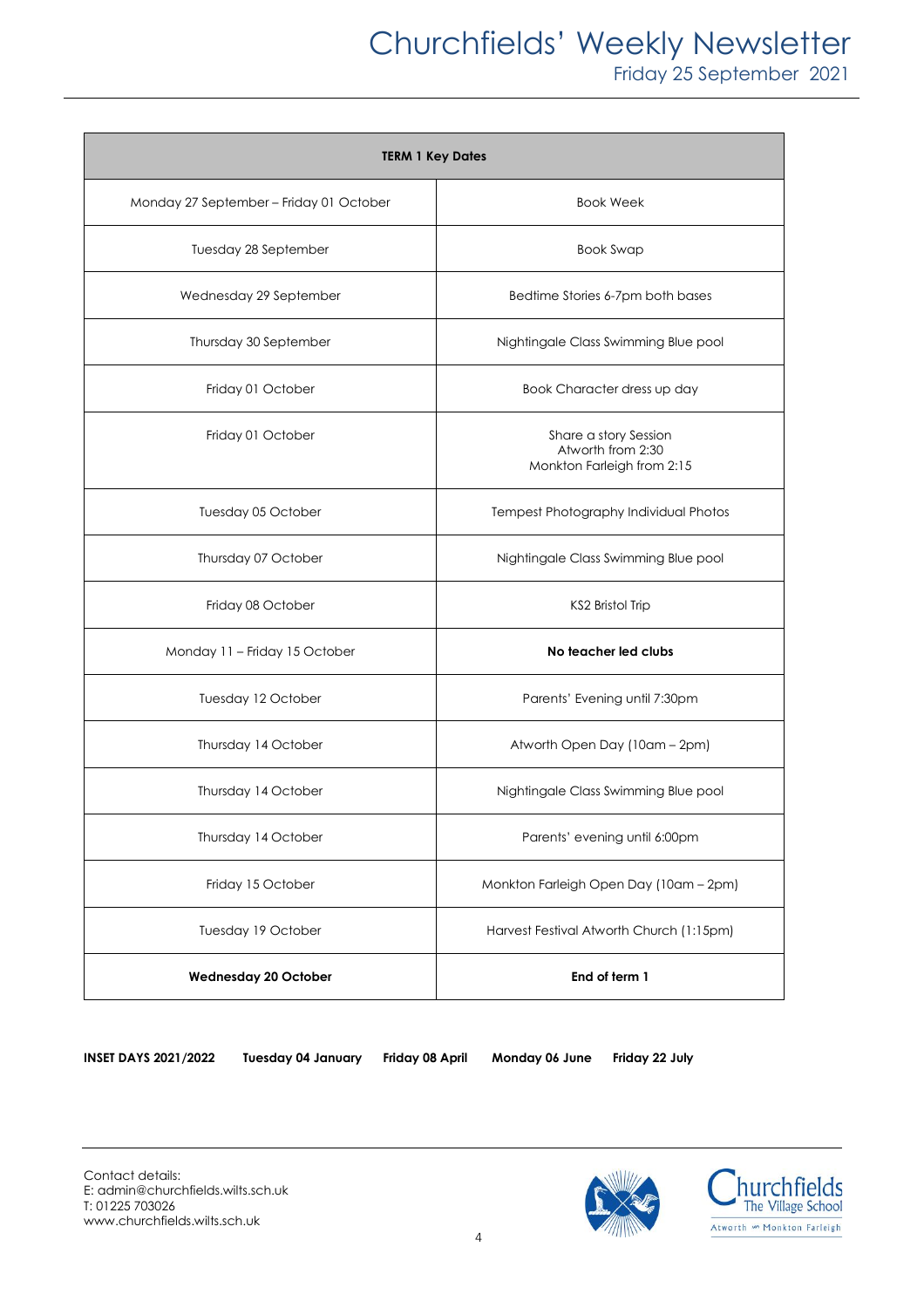# Churchfields' Weekly Newsletter

Friday 25 September 2021

| **TERM 1 Key Dates** | |
|---|---|
| Monday 27 September – Friday 01 October | Book Week |
| Tuesday 28 September | Book Swap |
| Wednesday 29 September | Bedtime Stories 6-7pm both bases |
| Thursday 30 September | Nightingale Class Swimming Blue pool |
| Friday 01 October | Book Character dress up day |
| Friday 01 October | Share a story Session<br>Atworth from 2:30<br>Monkton Farleigh from 2:15 |
| Tuesday 05 October | Tempest Photography Individual Photos |
| Thursday 07 October | Nightingale Class Swimming Blue pool |
| Friday 08 October | KS2 Bristol Trip |
| Monday 11 – Friday 15 October | **No teacher led clubs** |
| Tuesday 12 October | Parents' Evening until 7:30pm |
| Thursday 14 October | Atworth Open Day (10am – 2pm) |
| Thursday 14 October | Nightingale Class Swimming Blue pool |
| Thursday 14 October | Parents' evening until 6:00pm |
| Friday 15 October | Monkton Farleigh Open Day (10am – 2pm) |
| Tuesday 19 October | Harvest Festival Atworth Church (1:15pm) |
| **Wednesday 20 October** | **End of term 1** |

**INSET DAYS 2021/2022** **Tuesday 04 January** **Friday 08 April** **Monday 06 June** **Friday 22 July**

Contact details:
E: admin@churchfields.wilts.sch.uk
T: 01225 703026
www.churchfields.wilts.sch.uk

Churchfields The Village School
Atworth — Monkton Farleigh